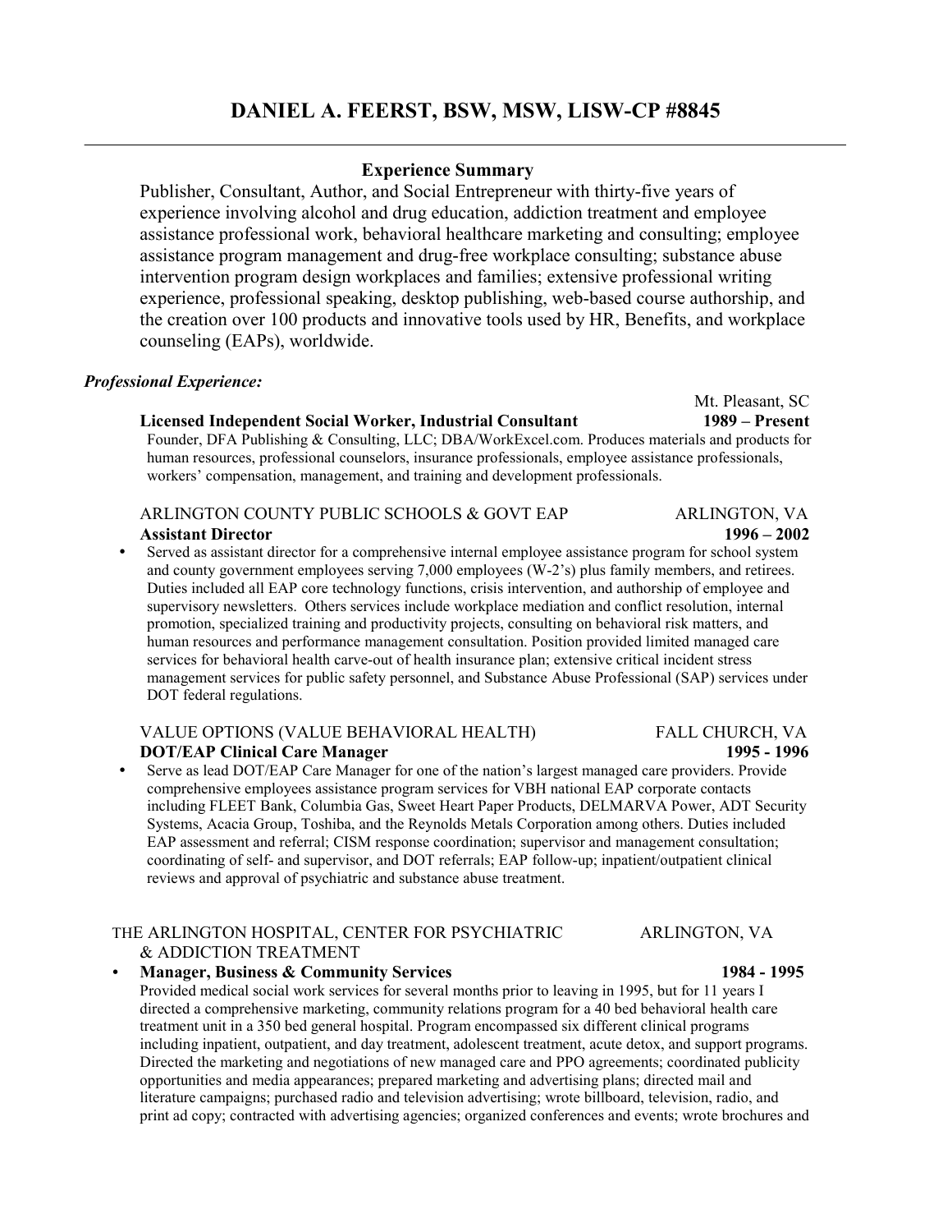# DANIEL A. FEERST, BSW, MSW, LISW-CP #8845

## Experience Summary

Publisher, Consultant, Author, and Social Entrepreneur with thirty-five years of experience involving alcohol and drug education, addiction treatment and employee assistance professional work, behavioral healthcare marketing and consulting; employee assistance program management and drug-free workplace consulting; substance abuse intervention program design workplaces and families; extensive professional writing experience, professional speaking, desktop publishing, web-based course authorship, and the creation over 100 products and innovative tools used by HR, Benefits, and workplace counseling (EAPs), worldwide.

***Professional Experience:***

Mt. Pleasant, SC

**Licensed Independent Social Worker, Industrial Consultant** **1989 – Present**

Founder, DFA Publishing & Consulting, LLC; DBA/WorkExcel.com. Produces materials and products for human resources, professional counselors, insurance professionals, employee assistance professionals, workers' compensation, management, and training and development professionals.

ARLINGTON COUNTY PUBLIC SCHOOLS & GOVT EAP — ARLINGTON, VA

**Assistant Director** **1996 – 2002**

- Served as assistant director for a comprehensive internal employee assistance program for school system and county government employees serving 7,000 employees (W-2's) plus family members, and retirees. Duties included all EAP core technology functions, crisis intervention, and authorship of employee and supervisory newsletters. Others services include workplace mediation and conflict resolution, internal promotion, specialized training and productivity projects, consulting on behavioral risk matters, and human resources and performance management consultation. Position provided limited managed care services for behavioral health carve-out of health insurance plan; extensive critical incident stress management services for public safety personnel, and Substance Abuse Professional (SAP) services under DOT federal regulations.

VALUE OPTIONS (VALUE BEHAVIORAL HEALTH) — FALL CHURCH, VA

**DOT/EAP Clinical Care Manager** **1995 - 1996**

- Serve as lead DOT/EAP Care Manager for one of the nation's largest managed care providers. Provide comprehensive employees assistance program services for VBH national EAP corporate contacts including FLEET Bank, Columbia Gas, Sweet Heart Paper Products, DELMARVA Power, ADT Security Systems, Acacia Group, Toshiba, and the Reynolds Metals Corporation among others. Duties included EAP assessment and referral; CISM response coordination; supervisor and management consultation; coordinating of self- and supervisor, and DOT referrals; EAP follow-up; inpatient/outpatient clinical reviews and approval of psychiatric and substance abuse treatment.

THE ARLINGTON HOSPITAL, CENTER FOR PSYCHIATRIC & ADDICTION TREATMENT — ARLINGTON, VA

- **Manager, Business & Community Services** **1984 - 1995**

  Provided medical social work services for several months prior to leaving in 1995, but for 11 years I directed a comprehensive marketing, community relations program for a 40 bed behavioral health care treatment unit in a 350 bed general hospital. Program encompassed six different clinical programs including inpatient, outpatient, and day treatment, adolescent treatment, acute detox, and support programs. Directed the marketing and negotiations of new managed care and PPO agreements; coordinated publicity opportunities and media appearances; prepared marketing and advertising plans; directed mail and literature campaigns; purchased radio and television advertising; wrote billboard, television, radio, and print ad copy; contracted with advertising agencies; organized conferences and events; wrote brochures and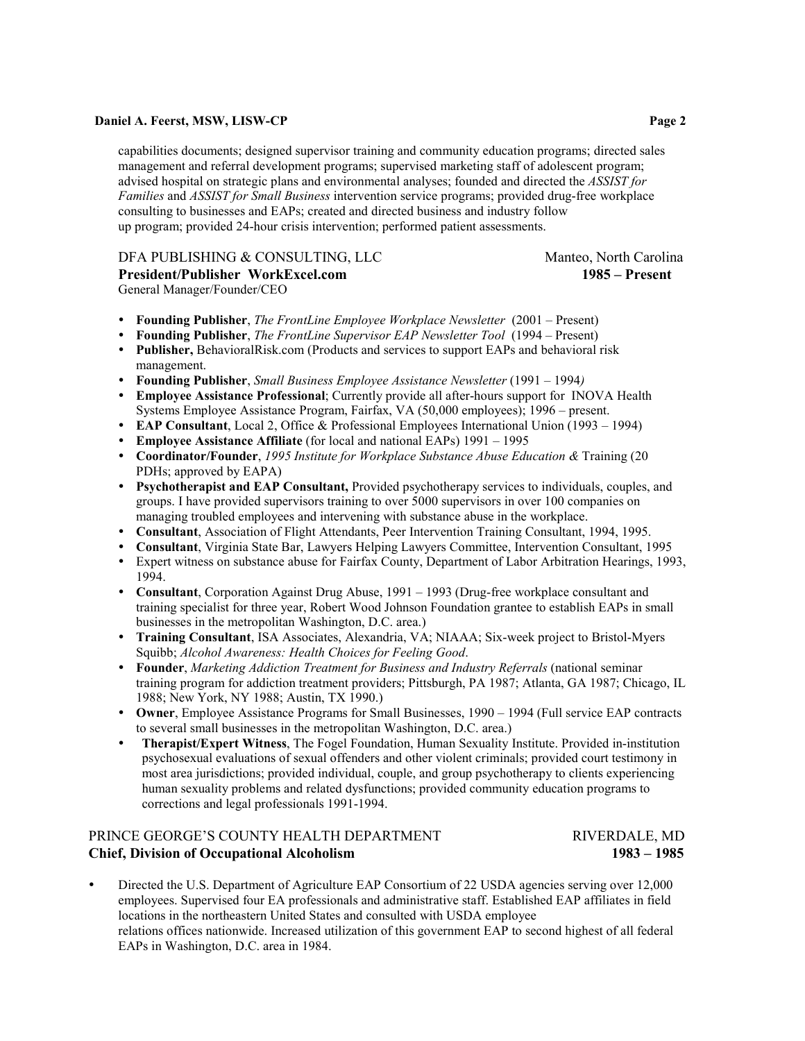capabilities documents; designed supervisor training and community education programs; directed sales management and referral development programs; supervised marketing staff of adolescent program; advised hospital on strategic plans and environmental analyses; founded and directed the *ASSIST for Families* and *ASSIST for Small Business* intervention service programs; provided drug-free workplace consulting to businesses and EAPs; created and directed business and industry follow up program; provided 24-hour crisis intervention; performed patient assessments.

DFA PUBLISHING & CONSULTING, LLC — Manteo, North Carolina
**President/Publisher WorkExcel.com** — **1985 – Present**
General Manager/Founder/CEO

- **Founding Publisher**, *The FrontLine Employee Workplace Newsletter* (2001 – Present)
- **Founding Publisher**, *The FrontLine Supervisor EAP Newsletter Tool* (1994 – Present)
- **Publisher,** BehavioralRisk.com (Products and services to support EAPs and behavioral risk management.
- **Founding Publisher**, *Small Business Employee Assistance Newsletter* (1991 – 1994*)*
- **Employee Assistance Professional**; Currently provide all after-hours support for INOVA Health Systems Employee Assistance Program, Fairfax, VA (50,000 employees); 1996 – present.
- **EAP Consultant**, Local 2, Office & Professional Employees International Union (1993 – 1994)
- **Employee Assistance Affiliate** (for local and national EAPs) 1991 – 1995
- **Coordinator/Founder**, *1995 Institute for Workplace Substance Abuse Education &* Training (20 PDHs; approved by EAPA)
- **Psychotherapist and EAP Consultant,** Provided psychotherapy services to individuals, couples, and groups. I have provided supervisors training to over 5000 supervisors in over 100 companies on managing troubled employees and intervening with substance abuse in the workplace.
- **Consultant**, Association of Flight Attendants, Peer Intervention Training Consultant, 1994, 1995.
- **Consultant**, Virginia State Bar, Lawyers Helping Lawyers Committee, Intervention Consultant, 1995
- Expert witness on substance abuse for Fairfax County, Department of Labor Arbitration Hearings, 1993, 1994.
- **Consultant**, Corporation Against Drug Abuse, 1991 – 1993 (Drug-free workplace consultant and training specialist for three year, Robert Wood Johnson Foundation grantee to establish EAPs in small businesses in the metropolitan Washington, D.C. area.)
- **Training Consultant**, ISA Associates, Alexandria, VA; NIAAA; Six-week project to Bristol-Myers Squibb; *Alcohol Awareness: Health Choices for Feeling Good*.
- **Founder**, *Marketing Addiction Treatment for Business and Industry Referrals* (national seminar training program for addiction treatment providers; Pittsburgh, PA 1987; Atlanta, GA 1987; Chicago, IL 1988; New York, NY 1988; Austin, TX 1990.)
- **Owner**, Employee Assistance Programs for Small Businesses, 1990 – 1994 (Full service EAP contracts to several small businesses in the metropolitan Washington, D.C. area.)
- **Therapist/Expert Witness**, The Fogel Foundation, Human Sexuality Institute. Provided in-institution psychosexual evaluations of sexual offenders and other violent criminals; provided court testimony in most area jurisdictions; provided individual, couple, and group psychotherapy to clients experiencing human sexuality problems and related dysfunctions; provided community education programs to corrections and legal professionals 1991-1994.

PRINCE GEORGE'S COUNTY HEALTH DEPARTMENT — RIVERDALE, MD
**Chief, Division of Occupational Alcoholism** — **1983 – 1985**

- Directed the U.S. Department of Agriculture EAP Consortium of 22 USDA agencies serving over 12,000 employees. Supervised four EA professionals and administrative staff. Established EAP affiliates in field locations in the northeastern United States and consulted with USDA employee relations offices nationwide. Increased utilization of this government EAP to second highest of all federal EAPs in Washington, D.C. area in 1984.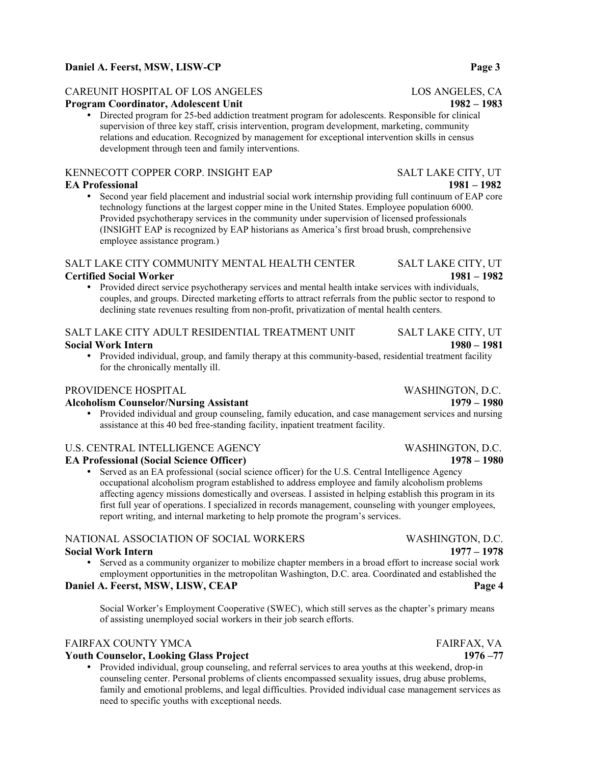CAREUNIT HOSPITAL OF LOS ANGELES — LOS ANGELES, CA

**Program Coordinator, Adolescent Unit** — **1982 – 1983**

- Directed program for 25-bed addiction treatment program for adolescents. Responsible for clinical supervision of three key staff, crisis intervention, program development, marketing, community relations and education. Recognized by management for exceptional intervention skills in census development through teen and family interventions.

KENNECOTT COPPER CORP. INSIGHT EAP — SALT LAKE CITY, UT

**EA Professional** — **1981 – 1982**

- Second year field placement and industrial social work internship providing full continuum of EAP core technology functions at the largest copper mine in the United States. Employee population 6000. Provided psychotherapy services in the community under supervision of licensed professionals (INSIGHT EAP is recognized by EAP historians as America's first broad brush, comprehensive employee assistance program.)

SALT LAKE CITY COMMUNITY MENTAL HEALTH CENTER — SALT LAKE CITY, UT

**Certified Social Worker** — **1981 – 1982**

- Provided direct service psychotherapy services and mental health intake services with individuals, couples, and groups. Directed marketing efforts to attract referrals from the public sector to respond to declining state revenues resulting from non-profit, privatization of mental health centers.

SALT LAKE CITY ADULT RESIDENTIAL TREATMENT UNIT — SALT LAKE CITY, UT

**Social Work Intern** — **1980 – 1981**

- Provided individual, group, and family therapy at this community-based, residential treatment facility for the chronically mentally ill.

PROVIDENCE HOSPITAL — WASHINGTON, D.C.

**Alcoholism Counselor/Nursing Assistant** — **1979 – 1980**

- Provided individual and group counseling, family education, and case management services and nursing assistance at this 40 bed free-standing facility, inpatient treatment facility.

U.S. CENTRAL INTELLIGENCE AGENCY — WASHINGTON, D.C.

**EA Professional (Social Science Officer)** — **1978 – 1980**

- Served as an EA professional (social science officer) for the U.S. Central Intelligence Agency occupational alcoholism program established to address employee and family alcoholism problems affecting agency missions domestically and overseas. I assisted in helping establish this program in its first full year of operations. I specialized in records management, counseling with younger employees, report writing, and internal marketing to help promote the program's services.

NATIONAL ASSOCIATION OF SOCIAL WORKERS — WASHINGTON, D.C.

**Social Work Intern** — **1977 – 1978**

- Served as a community organizer to mobilize chapter members in a broad effort to increase social work employment opportunities in the metropolitan Washington, D.C. area. Coordinated and established the Social Worker's Employment Cooperative (SWEC), which still serves as the chapter's primary means of assisting unemployed social workers in their job search efforts.

FAIRFAX COUNTY YMCA — FAIRFAX, VA

**Youth Counselor, Looking Glass Project** — **1976 –77**

- Provided individual, group counseling, and referral services to area youths at this weekend, drop-in counseling center. Personal problems of clients encompassed sexuality issues, drug abuse problems, family and emotional problems, and legal difficulties. Provided individual case management services as need to specific youths with exceptional needs.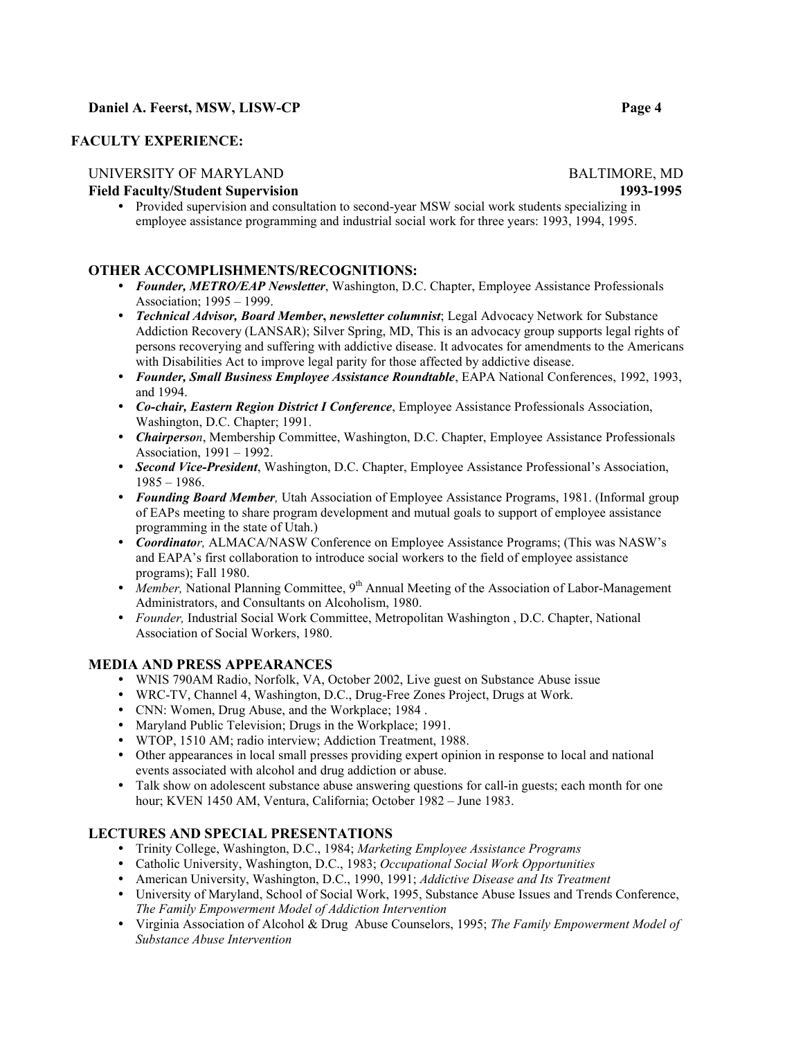## FACULTY EXPERIENCE:

UNIVERSITY OF MARYLAND — BALTIMORE, MD
**Field Faculty/Student Supervision** — **1993-1995**

- Provided supervision and consultation to second-year MSW social work students specializing in employee assistance programming and industrial social work for three years: 1993, 1994, 1995.

## OTHER ACCOMPLISHMENTS/RECOGNITIONS:

- ***Founder, METRO/EAP Newsletter***, Washington, D.C. Chapter, Employee Assistance Professionals Association; 1995 – 1999.
- ***Technical Advisor, Board Member, newsletter columnist***; Legal Advocacy Network for Substance Addiction Recovery (LANSAR); Silver Spring, MD, This is an advocacy group supports legal rights of persons recoverying and suffering with addictive disease. It advocates for amendments to the Americans with Disabilities Act to improve legal parity for those affected by addictive disease.
- ***Founder, Small Business Employee Assistance Roundtable***, EAPA National Conferences, 1992, 1993, and 1994.
- ***Co-chair, Eastern Region District I Conference***, Employee Assistance Professionals Association, Washington, D.C. Chapter; 1991.
- ***Chairperson***, Membership Committee, Washington, D.C. Chapter, Employee Assistance Professionals Association, 1991 – 1992.
- ***Second Vice-President***, Washington, D.C. Chapter, Employee Assistance Professional's Association, 1985 – 1986.
- ***Founding Board Member,*** Utah Association of Employee Assistance Programs, 1981. (Informal group of EAPs meeting to share program development and mutual goals to support of employee assistance programming in the state of Utah.)
- ***Coordinator,*** ALMACA/NASW Conference on Employee Assistance Programs; (This was NASW's and EAPA's first collaboration to introduce social workers to the field of employee assistance programs); Fall 1980.
- *Member,* National Planning Committee, 9th Annual Meeting of the Association of Labor-Management Administrators, and Consultants on Alcoholism, 1980.
- *Founder,* Industrial Social Work Committee, Metropolitan Washington , D.C. Chapter, National Association of Social Workers, 1980.

## MEDIA AND PRESS APPEARANCES

- WNIS 790AM Radio, Norfolk, VA, October 2002, Live guest on Substance Abuse issue
- WRC-TV, Channel 4, Washington, D.C., Drug-Free Zones Project, Drugs at Work.
- CNN: Women, Drug Abuse, and the Workplace; 1984 .
- Maryland Public Television; Drugs in the Workplace; 1991.
- WTOP, 1510 AM; radio interview; Addiction Treatment, 1988.
- Other appearances in local small presses providing expert opinion in response to local and national events associated with alcohol and drug addiction or abuse.
- Talk show on adolescent substance abuse answering questions for call-in guests; each month for one hour; KVEN 1450 AM, Ventura, California; October 1982 – June 1983.

## LECTURES AND SPECIAL PRESENTATIONS

- Trinity College, Washington, D.C., 1984; *Marketing Employee Assistance Programs*
- Catholic University, Washington, D.C., 1983; *Occupational Social Work Opportunities*
- American University, Washington, D.C., 1990, 1991; *Addictive Disease and Its Treatment*
- University of Maryland, School of Social Work, 1995, Substance Abuse Issues and Trends Conference, *The Family Empowerment Model of Addiction Intervention*
- Virginia Association of Alcohol & Drug Abuse Counselors, 1995; *The Family Empowerment Model of Substance Abuse Intervention*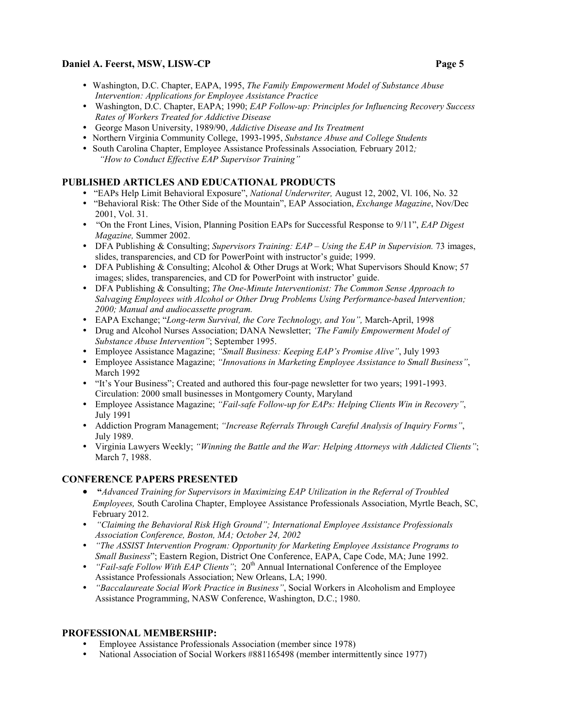- Washington, D.C. Chapter, EAPA, 1995, *The Family Empowerment Model of Substance Abuse Intervention: Applications for Employee Assistance Practice*
- Washington, D.C. Chapter, EAPA; 1990; *EAP Follow-up: Principles for Influencing Recovery Success Rates of Workers Treated for Addictive Disease*
- George Mason University, 1989/90, *Addictive Disease and Its Treatment*
- Northern Virginia Community College, 1993-1995, *Substance Abuse and College Students*
- South Carolina Chapter, Employee Assistance Professinals Association*,* February 2012*; "How to Conduct Effective EAP Supervisor Training"*

## PUBLISHED ARTICLES AND EDUCATIONAL PRODUCTS

- "EAPs Help Limit Behavioral Exposure", *National Underwriter,* August 12, 2002, Vl. 106, No. 32
- "Behavioral Risk: The Other Side of the Mountain", EAP Association, *Exchange Magazine*, Nov/Dec 2001, Vol. 31.
- "On the Front Lines, Vision, Planning Position EAPs for Successful Response to 9/11", *EAP Digest Magazine,* Summer 2002.
- DFA Publishing & Consulting; *Supervisors Training: EAP – Using the EAP in Supervision.* 73 images, slides, transparencies, and CD for PowerPoint with instructor's guide; 1999.
- DFA Publishing & Consulting; Alcohol & Other Drugs at Work; What Supervisors Should Know; 57 images; slides, transparencies, and CD for PowerPoint with instructor' guide.
- DFA Publishing & Consulting; *The One-Minute Interventionist: The Common Sense Approach to Salvaging Employees with Alcohol or Other Drug Problems Using Performance-based Intervention; 2000; Manual and audiocassette program.*
- EAPA Exchange; "*Long-term Survival, the Core Technology, and You",* March-April, 1998
- Drug and Alcohol Nurses Association; DANA Newsletter; *'The Family Empowerment Model of Substance Abuse Intervention"*; September 1995.
- Employee Assistance Magazine; *"Small Business: Keeping EAP's Promise Alive"*, July 1993
- Employee Assistance Magazine; *"Innovations in Marketing Employee Assistance to Small Business"*, March 1992
- "It's Your Business"; Created and authored this four-page newsletter for two years; 1991-1993. Circulation: 2000 small businesses in Montgomery County, Maryland
- Employee Assistance Magazine; *"Fail-safe Follow-up for EAPs: Helping Clients Win in Recovery"*, July 1991
- Addiction Program Management; *"Increase Referrals Through Careful Analysis of Inquiry Forms"*, July 1989.
- Virginia Lawyers Weekly; *"Winning the Battle and the War: Helping Attorneys with Addicted Clients"*; March 7, 1988.

## CONFERENCE PAPERS PRESENTED

- **"***Advanced Training for Supervisors in Maximizing EAP Utilization in the Referral of Troubled Employees,* South Carolina Chapter, Employee Assistance Professionals Association, Myrtle Beach, SC, February 2012.
- *"Claiming the Behavioral Risk High Ground"; International Employee Assistance Professionals Association Conference, Boston, MA; October 24, 2002*
- *"The ASSIST Intervention Program: Opportunity for Marketing Employee Assistance Programs to Small Business*"; Eastern Region, District One Conference, EAPA, Cape Code, MA; June 1992.
- *"Fail-safe Follow With EAP Clients"*; 20th Annual International Conference of the Employee Assistance Professionals Association; New Orleans, LA; 1990.
- *"Baccalaureate Social Work Practice in Business"*, Social Workers in Alcoholism and Employee Assistance Programming, NASW Conference, Washington, D.C.; 1980.

## PROFESSIONAL MEMBERSHIP:

- Employee Assistance Professionals Association (member since 1978)
- National Association of Social Workers #881165498 (member intermittently since 1977)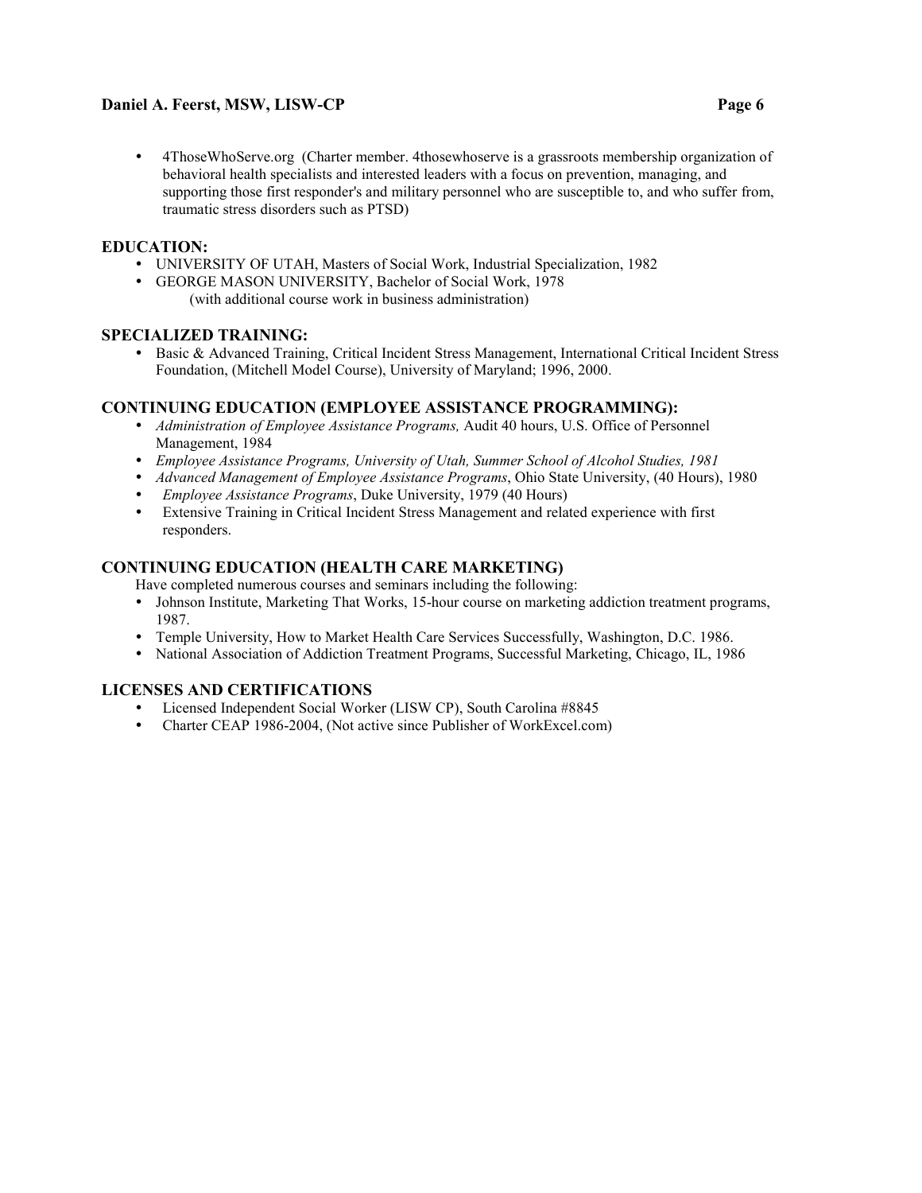- 4ThoseWhoServe.org (Charter member. 4thosewhoserve is a grassroots membership organization of behavioral health specialists and interested leaders with a focus on prevention, managing, and supporting those first responder's and military personnel who are susceptible to, and who suffer from, traumatic stress disorders such as PTSD)

## EDUCATION:

- UNIVERSITY OF UTAH, Masters of Social Work, Industrial Specialization, 1982
- GEORGE MASON UNIVERSITY, Bachelor of Social Work, 1978
  (with additional course work in business administration)

## SPECIALIZED TRAINING:

- Basic & Advanced Training, Critical Incident Stress Management, International Critical Incident Stress Foundation, (Mitchell Model Course), University of Maryland; 1996, 2000.

## CONTINUING EDUCATION (EMPLOYEE ASSISTANCE PROGRAMMING):

- *Administration of Employee Assistance Programs,* Audit 40 hours, U.S. Office of Personnel Management, 1984
- *Employee Assistance Programs, University of Utah, Summer School of Alcohol Studies, 1981*
- *Advanced Management of Employee Assistance Programs*, Ohio State University, (40 Hours), 1980
- *Employee Assistance Programs*, Duke University, 1979 (40 Hours)
- Extensive Training in Critical Incident Stress Management and related experience with first responders.

## CONTINUING EDUCATION (HEALTH CARE MARKETING)

Have completed numerous courses and seminars including the following:

- Johnson Institute, Marketing That Works, 15-hour course on marketing addiction treatment programs, 1987.
- Temple University, How to Market Health Care Services Successfully, Washington, D.C. 1986.
- National Association of Addiction Treatment Programs, Successful Marketing, Chicago, IL, 1986

## LICENSES AND CERTIFICATIONS

- Licensed Independent Social Worker (LISW CP), South Carolina #8845
- Charter CEAP 1986-2004, (Not active since Publisher of WorkExcel.com)